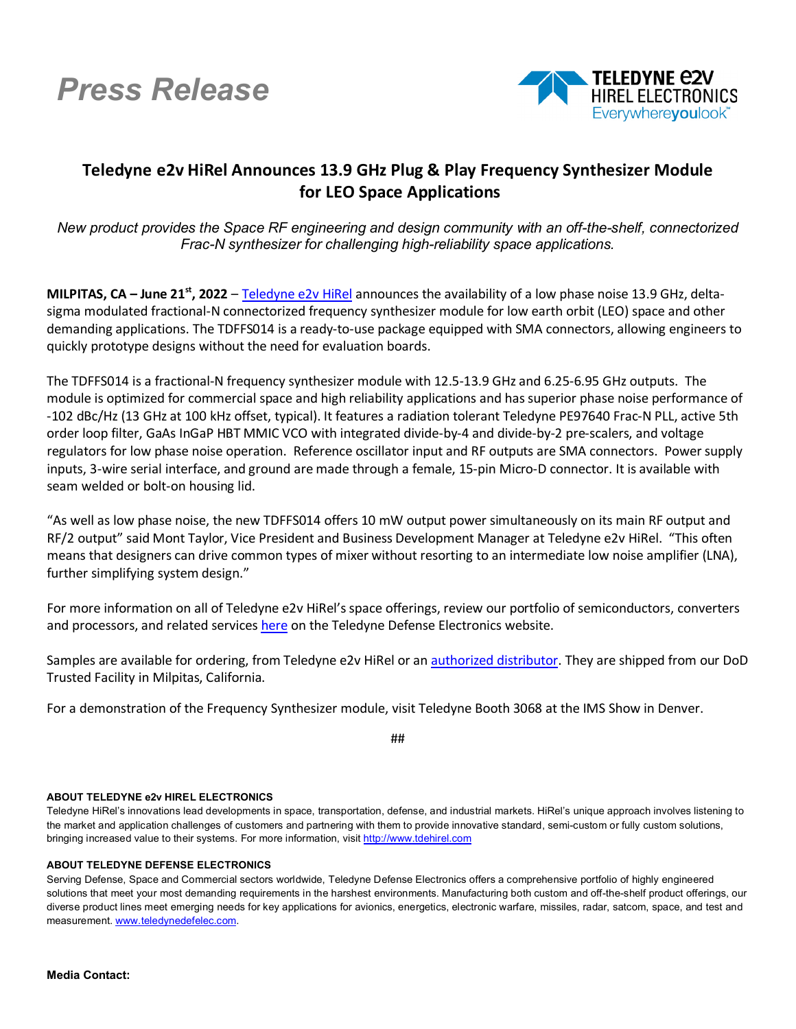# Press Release

TELEDYNE e2v
HIREL ELECTRONICS
Everywhereyoulook™

## Teledyne e2v HiRel Announces 13.9 GHz Plug & Play Frequency Synthesizer Module for LEO Space Applications

*New product provides the Space RF engineering and design community with an off-the-shelf, connectorized Frac-N synthesizer for challenging high-reliability space applications.*

**MILPITAS, CA – June 21st, 2022** – Teledyne e2v HiRel announces the availability of a low phase noise 13.9 GHz, delta-sigma modulated fractional-N connectorized frequency synthesizer module for low earth orbit (LEO) space and other demanding applications. The TDFFS014 is a ready-to-use package equipped with SMA connectors, allowing engineers to quickly prototype designs without the need for evaluation boards.

The TDFFS014 is a fractional-N frequency synthesizer module with 12.5-13.9 GHz and 6.25-6.95 GHz outputs. The module is optimized for commercial space and high reliability applications and has superior phase noise performance of -102 dBc/Hz (13 GHz at 100 kHz offset, typical). It features a radiation tolerant Teledyne PE97640 Frac-N PLL, active 5th order loop filter, GaAs InGaP HBT MMIC VCO with integrated divide-by-4 and divide-by-2 pre-scalers, and voltage regulators for low phase noise operation. Reference oscillator input and RF outputs are SMA connectors. Power supply inputs, 3-wire serial interface, and ground are made through a female, 15-pin Micro-D connector. It is available with seam welded or bolt-on housing lid.

"As well as low phase noise, the new TDFFS014 offers 10 mW output power simultaneously on its main RF output and RF/2 output" said Mont Taylor, Vice President and Business Development Manager at Teledyne e2v HiRel. "This often means that designers can drive common types of mixer without resorting to an intermediate low noise amplifier (LNA), further simplifying system design."

For more information on all of Teledyne e2v HiRel's space offerings, review our portfolio of semiconductors, converters and processors, and related services here on the Teledyne Defense Electronics website.

Samples are available for ordering, from Teledyne e2v HiRel or an authorized distributor. They are shipped from our DoD Trusted Facility in Milpitas, California.

For a demonstration of the Frequency Synthesizer module, visit Teledyne Booth 3068 at the IMS Show in Denver.

##

**ABOUT TELEDYNE e2v HIREL ELECTRONICS**

Teledyne HiRel's innovations lead developments in space, transportation, defense, and industrial markets. HiRel's unique approach involves listening to the market and application challenges of customers and partnering with them to provide innovative standard, semi-custom or fully custom solutions, bringing increased value to their systems. For more information, visit http://www.tdehirel.com

**ABOUT TELEDYNE DEFENSE ELECTRONICS**

Serving Defense, Space and Commercial sectors worldwide, Teledyne Defense Electronics offers a comprehensive portfolio of highly engineered solutions that meet your most demanding requirements in the harshest environments. Manufacturing both custom and off-the-shelf product offerings, our diverse product lines meet emerging needs for key applications for avionics, energetics, electronic warfare, missiles, radar, satcom, space, and test and measurement. www.teledynedefelec.com.

**Media Contact:**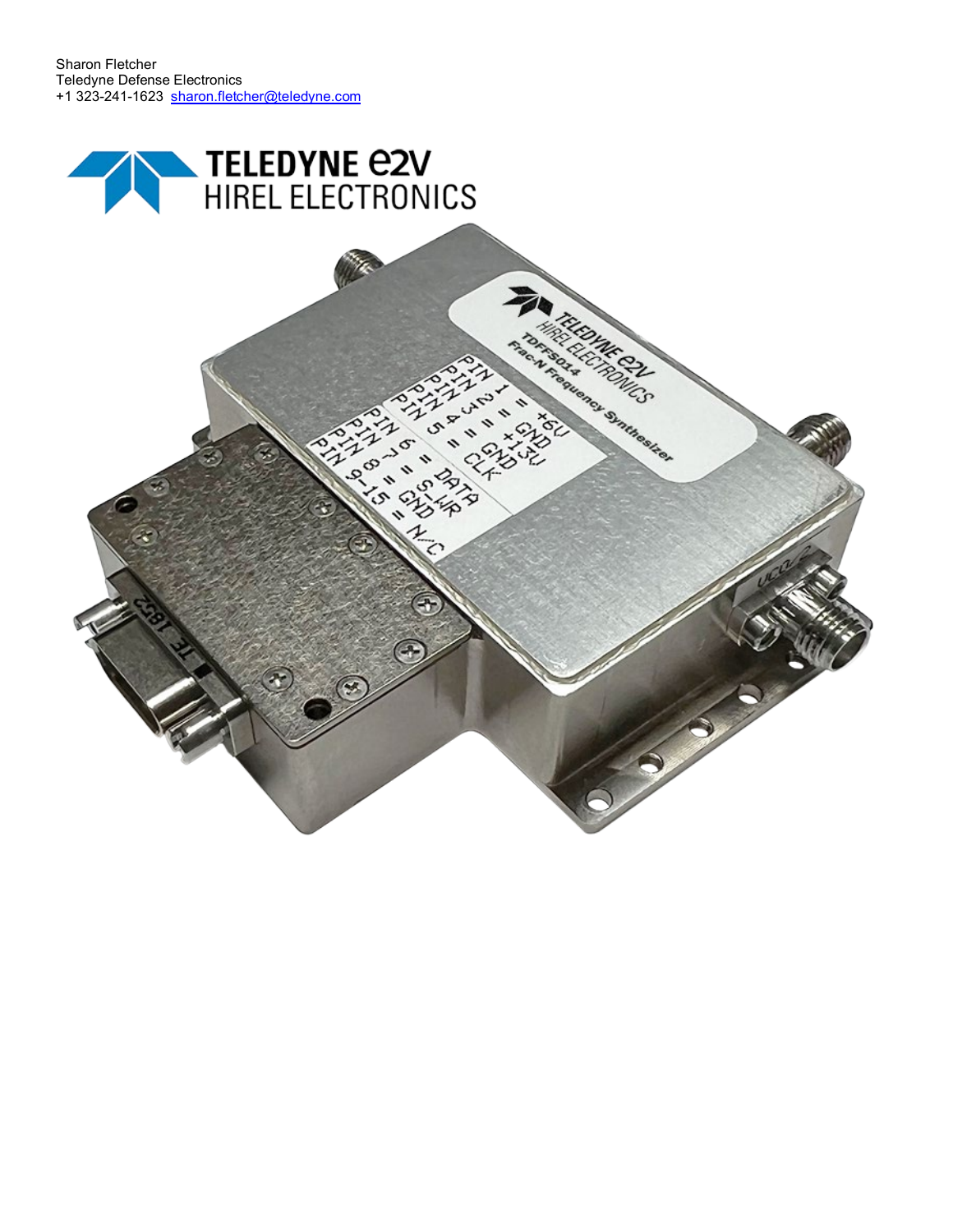Sharon Fletcher
Teledyne Defense Electronics
+1 323-241-1623 sharon.fletcher@teledyne.com